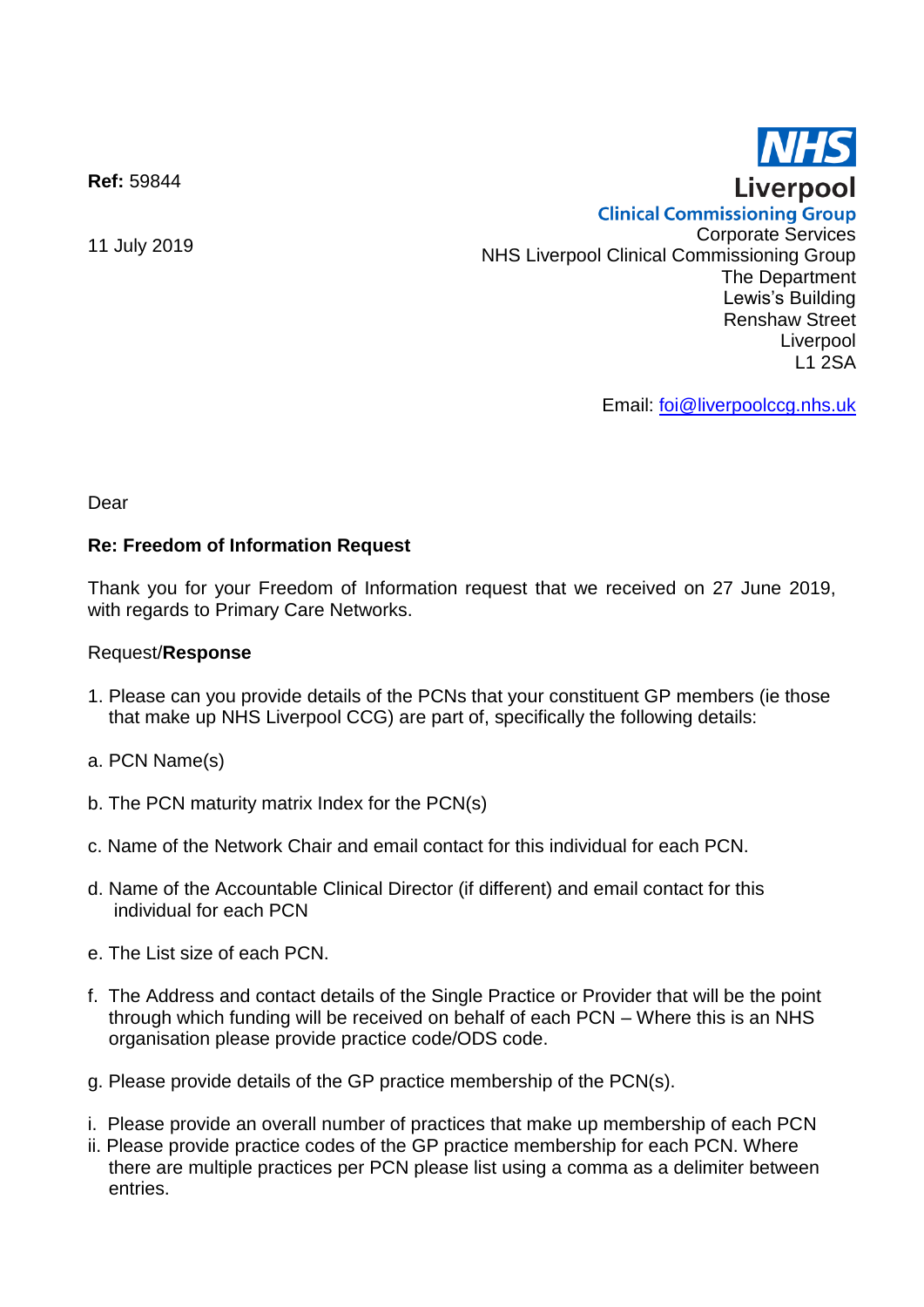**Ref:** 59844

11 July 2019

NHS Liverpool Clinical Commissioning Group

Corporate Services
NHS Liverpool Clinical Commissioning Group
The Department
Lewis's Building
Renshaw Street
Liverpool
L1 2SA

Email: foi@liverpoolccg.nhs.uk

Dear

**Re: Freedom of Information Request**

Thank you for your Freedom of Information request that we received on 27 June 2019, with regards to Primary Care Networks.

Request/**Response**

1. Please can you provide details of the PCNs that your constituent GP members (ie those that make up NHS Liverpool CCG) are part of, specifically the following details:

a. PCN Name(s)

b. The PCN maturity matrix Index for the PCN(s)

c. Name of the Network Chair and email contact for this individual for each PCN.

d. Name of the Accountable Clinical Director (if different) and email contact for this individual for each PCN

e. The List size of each PCN.

f. The Address and contact details of the Single Practice or Provider that will be the point through which funding will be received on behalf of each PCN – Where this is an NHS organisation please provide practice code/ODS code.

g. Please provide details of the GP practice membership of the PCN(s).

i. Please provide an overall number of practices that make up membership of each PCN
ii. Please provide practice codes of the GP practice membership for each PCN. Where there are multiple practices per PCN please list using a comma as a delimiter between entries.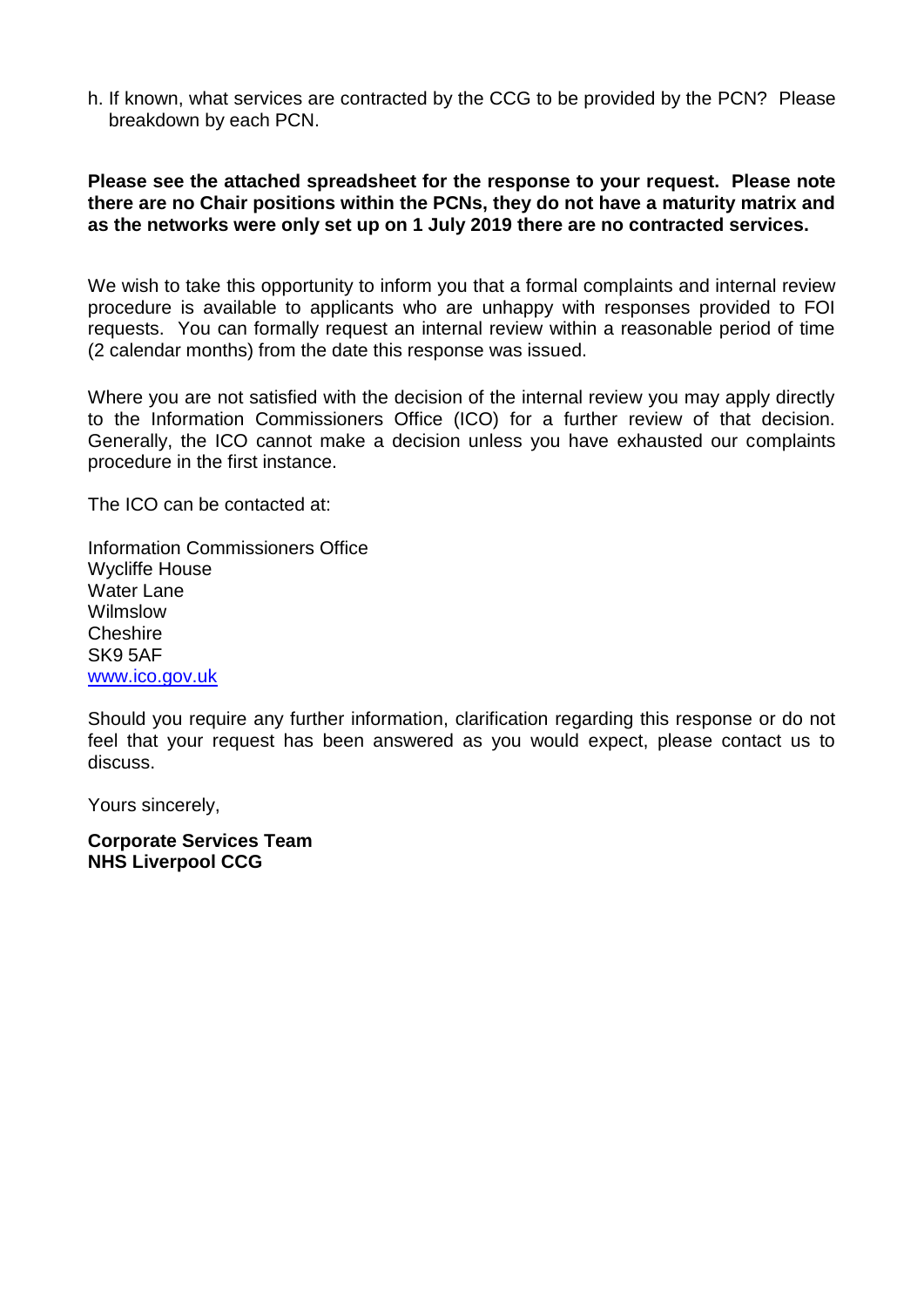h. If known, what services are contracted by the CCG to be provided by the PCN? Please breakdown by each PCN.

**Please see the attached spreadsheet for the response to your request. Please note there are no Chair positions within the PCNs, they do not have a maturity matrix and as the networks were only set up on 1 July 2019 there are no contracted services.**

We wish to take this opportunity to inform you that a formal complaints and internal review procedure is available to applicants who are unhappy with responses provided to FOI requests. You can formally request an internal review within a reasonable period of time (2 calendar months) from the date this response was issued.

Where you are not satisfied with the decision of the internal review you may apply directly to the Information Commissioners Office (ICO) for a further review of that decision. Generally, the ICO cannot make a decision unless you have exhausted our complaints procedure in the first instance.

The ICO can be contacted at:

Information Commissioners Office
Wycliffe House
Water Lane
Wilmslow
Cheshire
SK9 5AF
[www.ico.gov.uk](http://www.ico.gov.uk)

Should you require any further information, clarification regarding this response or do not feel that your request has been answered as you would expect, please contact us to discuss.

Yours sincerely,

**Corporate Services Team**
**NHS Liverpool CCG**